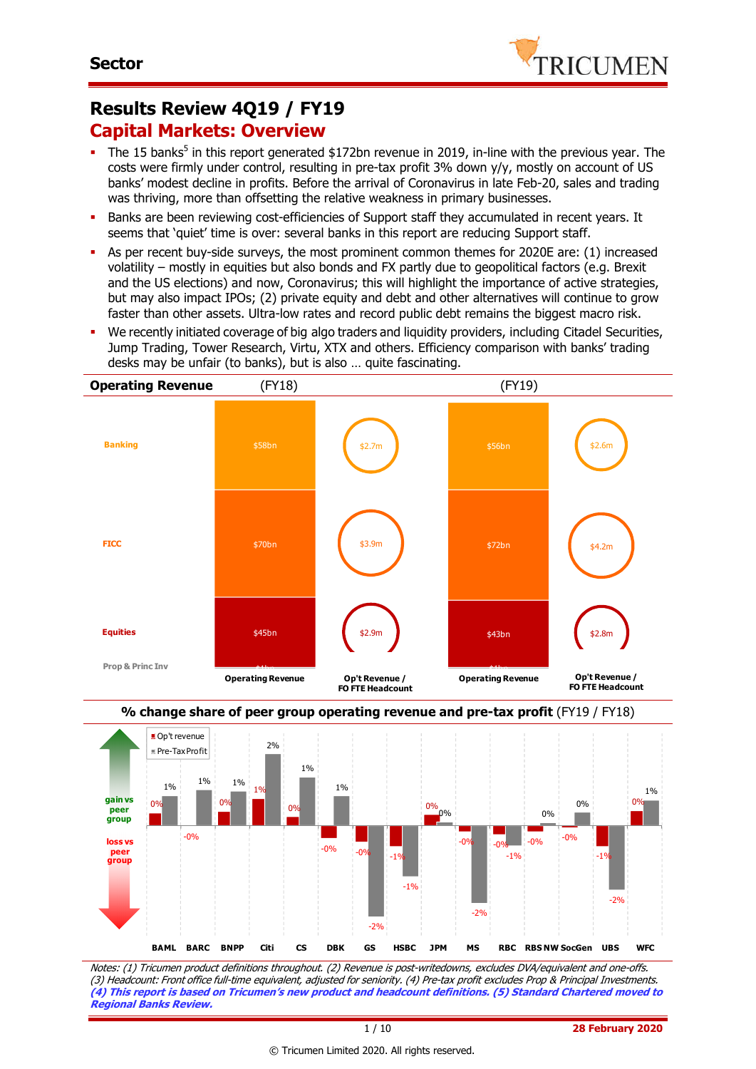**Sector**

# Results Review 4Q19 / FY19

## Capital Markets: Overview

- The 15 banks[5] in this report generated $172bn revenue in 2019, in-line with the previous year. The costs were firmly under control, resulting in pre-tax profit 3% down y/y, mostly on account of US banks' modest decline in profits. Before the arrival of Coronavirus in late Feb-20, sales and trading was thriving, more than offsetting the relative weakness in primary businesses.
- Banks are been reviewing cost-efficiencies of Support staff they accumulated in recent years. It seems that 'quiet' time is over: several banks in this report are reducing Support staff.
- As per recent buy-side surveys, the most prominent common themes for 2020E are: (1) increased volatility – mostly in equities but also bonds and FX partly due to geopolitical factors (e.g. Brexit and the US elections) and now, Coronavirus; this will highlight the importance of active strategies, but may also impact IPOs; (2) private equity and debt and other alternatives will continue to grow faster than other assets. Ultra-low rates and record public debt remains the biggest macro risk.
- We recently initiated coverage of big algo traders and liquidity providers, including Citadel Securities, Jump Trading, Tower Research, Virtu, XTX and others. Efficiency comparison with banks' trading desks may be unfair (to banks), but is also … quite fascinating.

**Operating Revenue**

| | (FY18) Operating Revenue | (FY18) Op't Revenue / FO FTE Headcount | (FY19) Operating Revenue | (FY19) Op't Revenue / FO FTE Headcount |
|---|---|---|---|---|
| Banking | $58bn | $2.7m | $56bn | $2.6m |
| FICC | $70bn | $3.9m | $72bn | $4.2m |
| Equities | $45bn | $2.9m | $43bn | $2.8m |
| Prop & Princ Inv | | | | |

**% change share of peer group operating revenue and pre-tax profit** (FY19 / FY18)

| | BAML | BARC | BNPP | Citi | CS | DBK | GS | HSBC | JPM | MS | RBC | RBS NW | SocGen | UBS | WFC |
|---|---|---|---|---|---|---|---|---|---|---|---|---|---|---|---|
| Op't revenue | 0% | -0% | 0% | 1% | 0% | -0% | -0% | -1% | 0% | -0% | -0% | -0% | -0% | -1% | 0% |
| Pre-Tax Profit | 1% | 1% | 1% | 2% | 1% | 1% | -2% | -1% | 0% | -2% | -1% | 0% | 0% | -2% | 1% |

gain vs peer group / loss vs peer group

*Notes: (1) Tricumen product definitions throughout. (2) Revenue is post-writedowns, excludes DVA/equivalent and one-offs. (3) Headcount: Front office full-time equivalent, adjusted for seniority. (4) Pre-tax profit excludes Prop & Principal Investments.*
***(4) This report is based on Tricumen's new product and headcount definitions. (5) Standard Chartered moved to Regional Banks Review.***

**28 February 2020**

© Tricumen Limited 2020. All rights reserved.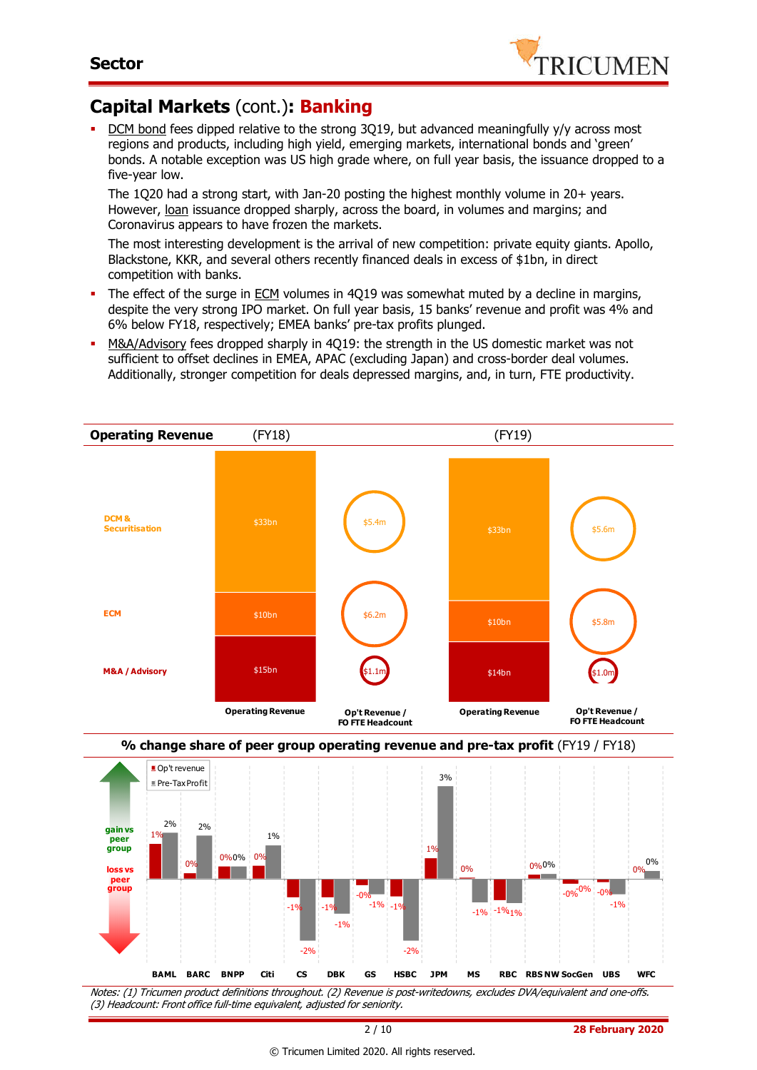## Capital Markets (cont.): **Banking**

- DCM bond fees dipped relative to the strong 3Q19, but advanced meaningfully y/y across most regions and products, including high yield, emerging markets, international bonds and 'green' bonds. A notable exception was US high grade where, on full year basis, the issuance dropped to a five-year low.

  The 1Q20 had a strong start, with Jan-20 posting the highest monthly volume in 20+ years. However, loan issuance dropped sharply, across the board, in volumes and margins; and Coronavirus appears to have frozen the markets.

  The most interesting development is the arrival of new competition: private equity giants. Apollo, Blackstone, KKR, and several others recently financed deals in excess of $1bn, in direct competition with banks.

- The effect of the surge in ECM volumes in 4Q19 was somewhat muted by a decline in margins, despite the very strong IPO market. On full year basis, 15 banks' revenue and profit was 4% and 6% below FY18, respectively; EMEA banks' pre-tax profits plunged.

- M&A/Advisory fees dropped sharply in 4Q19: the strength in the US domestic market was not sufficient to offset declines in EMEA, APAC (excluding Japan) and cross-border deal volumes. Additionally, stronger competition for deals depressed margins, and, in turn, FTE productivity.

**Operating Revenue**

| | FY18 Operating Revenue | FY18 Op't Revenue / FO FTE Headcount | FY19 Operating Revenue | FY19 Op't Revenue / FO FTE Headcount |
|---|---|---|---|---|
| DCM & Securitisation | $33bn | $5.4m | $33bn | $5.6m |
| ECM | $10bn | $6.2m | $10bn | $5.8m |
| M&A / Advisory | $15bn | $1.1m | $14bn | $1.0m |

**% change share of peer group operating revenue and pre-tax profit** (FY19 / FY18)

| | BAML | BARC | BNPP | Citi | CS | DBK | GS | HSBC | JPM | MS | RBC | RBS NW | SocGen | UBS | WFC |
|---|---|---|---|---|---|---|---|---|---|---|---|---|---|---|---|
| Op't revenue | 1% | 0% | 0% | 0% | -1% | -1% | -0% | -1% | 1% | 0% | -1% | 0% | -0% | -0% | 0% |
| Pre-Tax Profit | 2% | 2% | 0% | 1% | -2% | -1% | -1% | -2% | 3% | -1% | -1% | 0% | -0% | -1% | 0% |

Notes: (1) Tricumen product definitions throughout. (2) Revenue is post-writedowns, excludes DVA/equivalent and one-offs. (3) Headcount: Front office full-time equivalent, adjusted for seniority.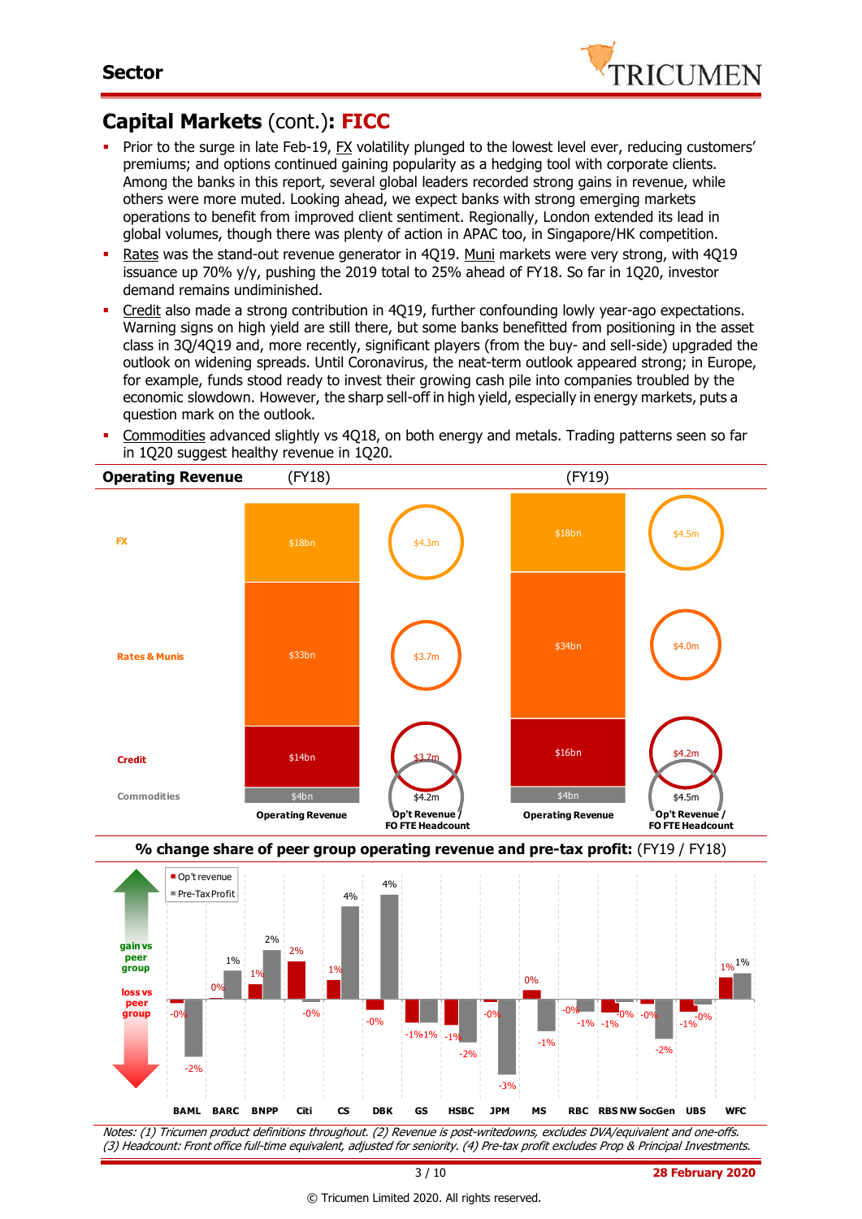## Capital Markets (cont.): FICC

- Prior to the surge in late Feb-19, FX volatility plunged to the lowest level ever, reducing customers' premiums; and options continued gaining popularity as a hedging tool with corporate clients. Among the banks in this report, several global leaders recorded strong gains in revenue, while others were more muted. Looking ahead, we expect banks with strong emerging markets operations to benefit from improved client sentiment. Regionally, London extended its lead in global volumes, though there was plenty of action in APAC too, in Singapore/HK competition.
- Rates was the stand-out revenue generator in 4Q19. Muni markets were very strong, with 4Q19 issuance up 70% y/y, pushing the 2019 total to 25% ahead of FY18. So far in 1Q20, investor demand remains undiminished.
- Credit also made a strong contribution in 4Q19, further confounding lowly year-ago expectations. Warning signs on high yield are still there, but some banks benefitted from positioning in the asset class in 3Q/4Q19 and, more recently, significant players (from the buy- and sell-side) upgraded the outlook on widening spreads. Until Coronavirus, the neat-term outlook appeared strong; in Europe, for example, funds stood ready to invest their growing cash pile into companies troubled by the economic slowdown. However, the sharp sell-off in high yield, especially in energy markets, puts a question mark on the outlook.
- Commodities advanced slightly vs 4Q18, on both energy and metals. Trading patterns seen so far in 1Q20 suggest healthy revenue in 1Q20.

**Operating Revenue**

| | Operating Revenue (FY18) | Op't Revenue / FO FTE Headcount (FY18) | Operating Revenue (FY19) | Op't Revenue / FO FTE Headcount (FY19) |
|---|---|---|---|---|
| FX | $18bn | $4.3m | $18bn | $4.5m |
| Rates & Munis | $33bn | $3.7m | $34bn | $4.0m |
| Credit | $14bn | $3.7m | $16bn | $4.2m |
| Commodities | $4bn | $4.2m | $4bn | $4.5m |

**% change share of peer group operating revenue and pre-tax profit:** (FY19 / FY18)

| | BAML | BARC | BNPP | Citi | CS | DBK | GS | HSBC | JPM | MS | RBC | RBS NW | SocGen | UBS | WFC |
|---|---|---|---|---|---|---|---|---|---|---|---|---|---|---|---|
| Op't revenue | -0% | 0% | 1% | 2% | 1% | -0% | -1% | -1% | -0% | 0% | -0% | -1% | -0% | -1% | 1% |
| Pre-Tax Profit | -2% | 1% | 2% | -0% | 4% | 4% | -1% | -2% | -3% | -1% | -1% | -0% | -2% | -0% | 1% |

gain vs peer group / loss vs peer group

*Notes: (1) Tricumen product definitions throughout. (2) Revenue is post-writedowns, excludes DVA/equivalent and one-offs. (3) Headcount: Front office full-time equivalent, adjusted for seniority. (4) Pre-tax profit excludes Prop & Principal Investments.*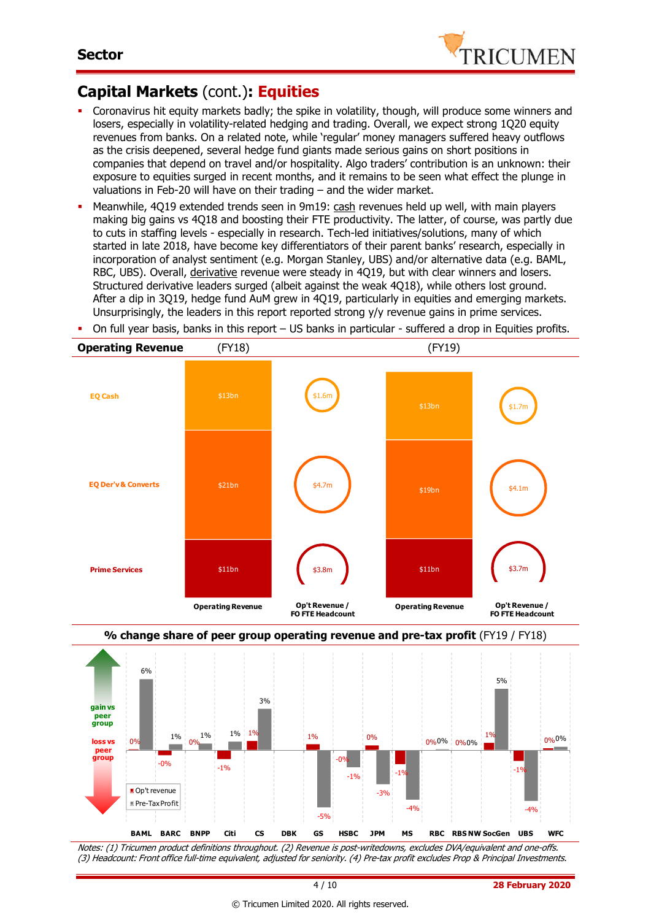## Capital Markets (cont.): Equities

- Coronavirus hit equity markets badly; the spike in volatility, though, will produce some winners and losers, especially in volatility-related hedging and trading. Overall, we expect strong 1Q20 equity revenues from banks. On a related note, while 'regular' money managers suffered heavy outflows as the crisis deepened, several hedge fund giants made serious gains on short positions in companies that depend on travel and/or hospitality. Algo traders' contribution is an unknown: their exposure to equities surged in recent months, and it remains to be seen what effect the plunge in valuations in Feb-20 will have on their trading – and the wider market.
- Meanwhile, 4Q19 extended trends seen in 9m19: cash revenues held up well, with main players making big gains vs 4Q18 and boosting their FTE productivity. The latter, of course, was partly due to cuts in staffing levels - especially in research. Tech-led initiatives/solutions, many of which started in late 2018, have become key differentiators of their parent banks' research, especially in incorporation of analyst sentiment (e.g. Morgan Stanley, UBS) and/or alternative data (e.g. BAML, RBC, UBS). Overall, derivative revenue were steady in 4Q19, but with clear winners and losers. Structured derivative leaders surged (albeit against the weak 4Q18), while others lost ground. After a dip in 3Q19, hedge fund AuM grew in 4Q19, particularly in equities and emerging markets. Unsurprisingly, the leaders in this report reported strong y/y revenue gains in prime services.
- On full year basis, banks in this report – US banks in particular - suffered a drop in Equities profits.

**Operating Revenue**

| | (FY18) Operating Revenue | (FY18) Op't Revenue / FO FTE Headcount | (FY19) Operating Revenue | (FY19) Op't Revenue / FO FTE Headcount |
|---|---|---|---|---|
| EQ Cash | $13bn | $1.6m | $13bn | $1.7m |
| EQ Der'v & Converts | $21bn | $4.7m | $19bn | $4.1m |
| Prime Services | $11bn | $3.8m | $11bn | $3.7m |

**% change share of peer group operating revenue and pre-tax profit** (FY19 / FY18)

| | BAML | BARC | BNPP | Citi | CS | DBK | GS | HSBC | JPM | MS | RBC | RBS NW | SocGen | UBS | WFC |
|---|---|---|---|---|---|---|---|---|---|---|---|---|---|---|---|
| Op't revenue | 0% | -0% | 0% | -1% | 1% | | 1% | -0% | 0% | -1% | 0% | 0% | 1% | -1% | 0% |
| Pre-Tax Profit | 6% | 1% | 1% | 1% | 3% | | -5% | -1% | -3% | -4% | 0% | 0% | 5% | -4% | 0% |

*Notes: (1) Tricumen product definitions throughout. (2) Revenue is post-writedowns, excludes DVA/equivalent and one-offs. (3) Headcount: Front office full-time equivalent, adjusted for seniority. (4) Pre-tax profit excludes Prop & Principal Investments.*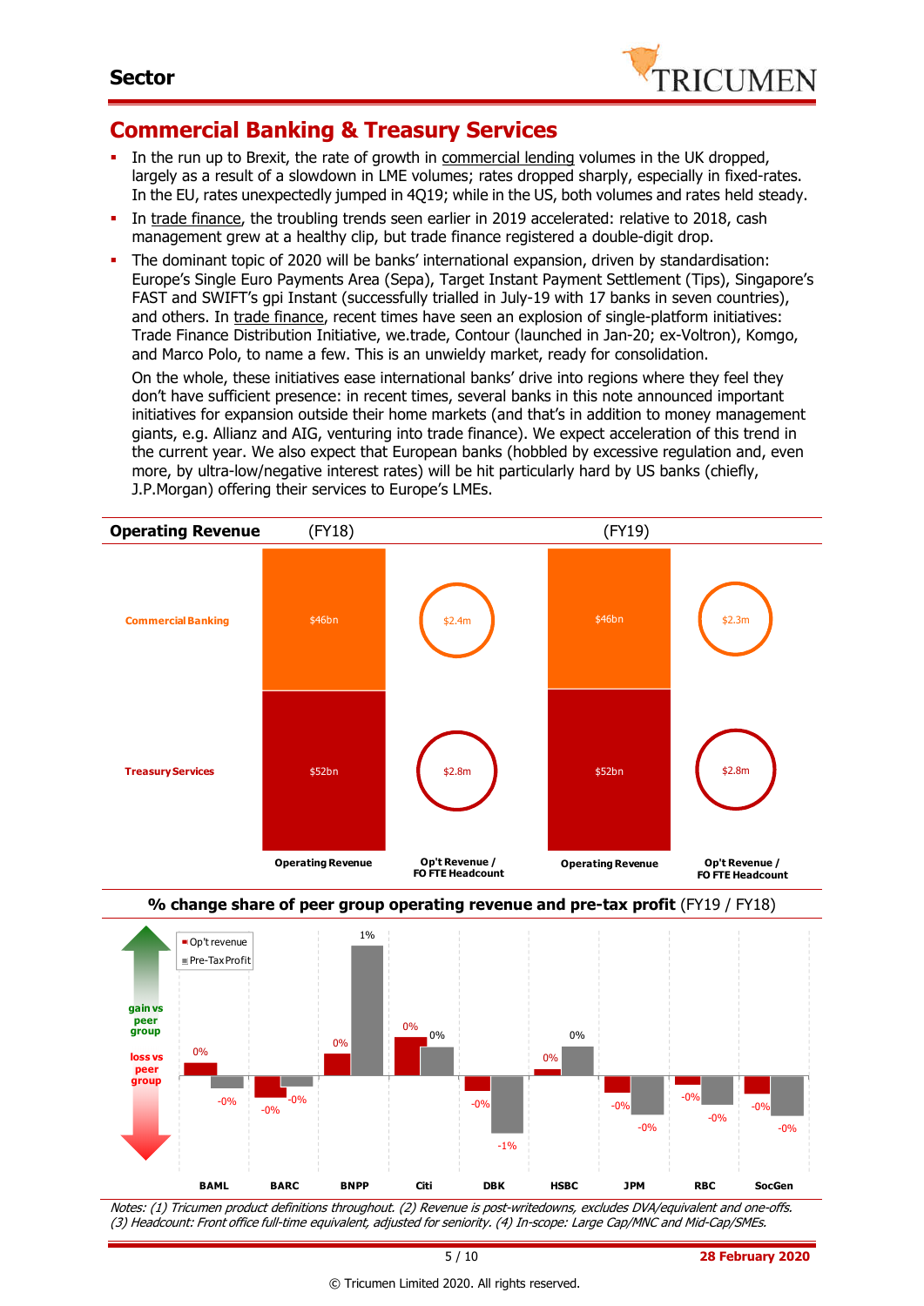## Sector

# Commercial Banking & Treasury Services

- In the run up to Brexit, the rate of growth in commercial lending volumes in the UK dropped, largely as a result of a slowdown in LME volumes; rates dropped sharply, especially in fixed-rates. In the EU, rates unexpectedly jumped in 4Q19; while in the US, both volumes and rates held steady.
- In trade finance, the troubling trends seen earlier in 2019 accelerated: relative to 2018, cash management grew at a healthy clip, but trade finance registered a double-digit drop.
- The dominant topic of 2020 will be banks' international expansion, driven by standardisation: Europe's Single Euro Payments Area (Sepa), Target Instant Payment Settlement (Tips), Singapore's FAST and SWIFT's gpi Instant (successfully trialled in July-19 with 17 banks in seven countries), and others. In trade finance, recent times have seen an explosion of single-platform initiatives: Trade Finance Distribution Initiative, we.trade, Contour (launched in Jan-20; ex-Voltron), Komgo, and Marco Polo, to name a few. This is an unwieldy market, ready for consolidation.

  On the whole, these initiatives ease international banks' drive into regions where they feel they don't have sufficient presence: in recent times, several banks in this note announced important initiatives for expansion outside their home markets (and that's in addition to money management giants, e.g. Allianz and AIG, venturing into trade finance). We expect acceleration of this trend in the current year. We also expect that European banks (hobbled by excessive regulation and, even more, by ultra-low/negative interest rates) will be hit particularly hard by US banks (chiefly, J.P.Morgan) offering their services to Europe's LMEs.

**Operating Revenue**

| | (FY18) Operating Revenue | (FY18) Op't Revenue / FO FTE Headcount | (FY19) Operating Revenue | (FY19) Op't Revenue / FO FTE Headcount |
|---|---|---|---|---|
| Commercial Banking | $46bn | $2.4m | $46bn | $2.3m |
| Treasury Services | $52bn | $2.8m | $52bn | $2.8m |

**% change share of peer group operating revenue and pre-tax profit** (FY19 / FY18)

| | BAML | BARC | BNPP | Citi | DBK | HSBC | JPM | RBC | SocGen |
|---|---|---|---|---|---|---|---|---|---|
| Op't revenue | 0% | -0% | 0% | 0% | -0% | 0% | -0% | -0% | -0% |
| Pre-Tax Profit | -0% | -0% | 1% | 0% | -1% | 0% | -0% | -0% | -0% |

(gain vs peer group / loss vs peer group)

*Notes: (1) Tricumen product definitions throughout. (2) Revenue is post-writedowns, excludes DVA/equivalent and one-offs. (3) Headcount: Front office full-time equivalent, adjusted for seniority. (4) In-scope: Large Cap/MNC and Mid-Cap/SMEs.*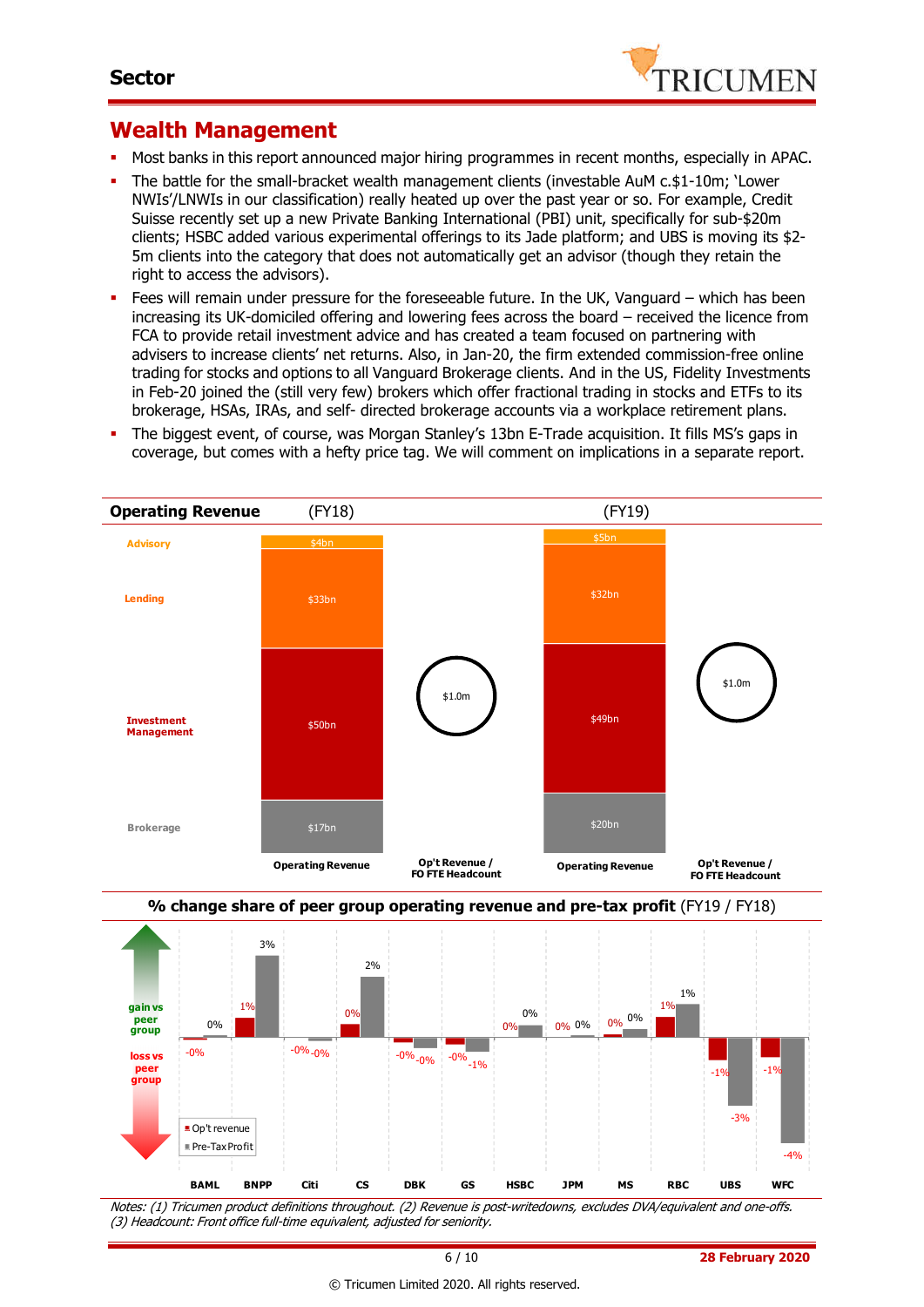## Wealth Management

- Most banks in this report announced major hiring programmes in recent months, especially in APAC.
- The battle for the small-bracket wealth management clients (investable AuM c.$1-10m; 'Lower NWIs'/LNWIs in our classification) really heated up over the past year or so. For example, Credit Suisse recently set up a new Private Banking International (PBI) unit, specifically for sub-$20m clients; HSBC added various experimental offerings to its Jade platform; and UBS is moving its $2-5m clients into the category that does not automatically get an advisor (though they retain the right to access the advisors).
- Fees will remain under pressure for the foreseeable future. In the UK, Vanguard – which has been increasing its UK-domiciled offering and lowering fees across the board – received the licence from FCA to provide retail investment advice and has created a team focused on partnering with advisers to increase clients' net returns. Also, in Jan-20, the firm extended commission-free online trading for stocks and options to all Vanguard Brokerage clients. And in the US, Fidelity Investments in Feb-20 joined the (still very few) brokers which offer fractional trading in stocks and ETFs to its brokerage, HSAs, IRAs, and self- directed brokerage accounts via a workplace retirement plans.
- The biggest event, of course, was Morgan Stanley's 13bn E-Trade acquisition. It fills MS's gaps in coverage, but comes with a hefty price tag. We will comment on implications in a separate report.

**Operating Revenue**

| | (FY18) Operating Revenue | (FY18) Op't Revenue / FO FTE Headcount | (FY19) Operating Revenue | (FY19) Op't Revenue / FO FTE Headcount |
|---|---|---|---|---|
| Advisory | $4bn | | $5bn | |
| Lending | $33bn | | $32bn | |
| Investment Management | $50bn | | $49bn | |
| Brokerage | $17bn | | $20bn | |
| Total | | $1.0m | | $1.0m |

**% change share of peer group operating revenue and pre-tax profit** (FY19 / FY18)

| | BAML | BNPP | Citi | CS | DBK | GS | HSBC | JPM | MS | RBC | UBS | WFC |
|---|---|---|---|---|---|---|---|---|---|---|---|---|
| Op't revenue | -0% | 1% | -0% | 0% | -0% | -0% | 0% | 0% | 0% | 1% | -1% | -1% |
| Pre-Tax Profit | 0% | 3% | -0% | 2% | -0% | -1% | 0% | 0% | 0% | 1% | -3% | -4% |

Notes: (1) Tricumen product definitions throughout. (2) Revenue is post-writedowns, excludes DVA/equivalent and one-offs. (3) Headcount: Front office full-time equivalent, adjusted for seniority.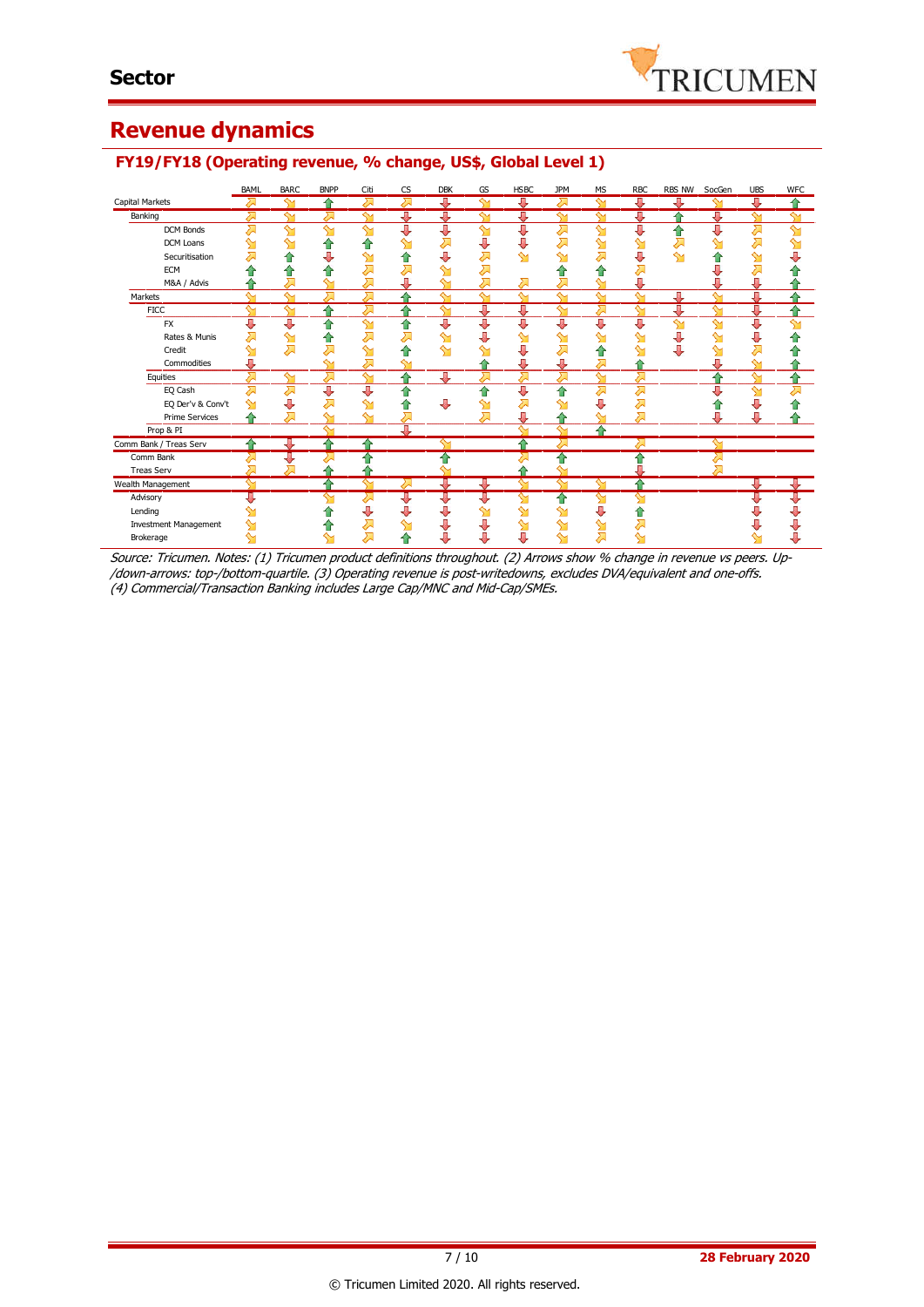## Sector

# Revenue dynamics

### FY19/FY18 (Operating revenue, % change, US$, Global Level 1)

| | BAML | BARC | BNPP | Citi | CS | DBK | GS | HSBC | JPM | MS | RBC | RBS NW | SocGen | UBS | WFC |
|---|---|---|---|---|---|---|---|---|---|---|---|---|---|---|---|
| Capital Markets | ↗ | ↘ | ↑ | ↗ | ↗ | ↓ | ↘ | ↓ | ↗ | ↘ | ↓ | ↓ | ↘ | ↓ | ↑ |
| Banking | ↗ | ↘ | ↗ | ↘ | ↓ | ↓ | ↘ | ↓ | ↘ | ↘ | ↓ | ↑ | ↓ | ↘ | ↘ |
| DCM Bonds | ↗ | ↘ | ↘ | ↘ | ↓ | ↓ | ↘ | ↓ | ↗ | ↘ | ↓ | ↑ | ↓ | ↗ | ↘ |
| DCM Loans | ↘ | ↘ | ↑ | ↑ | ↘ | ↗ | ↓ | ↓ | ↗ | ↘ | ↘ | ↗ | ↘ | ↗ | ↘ |
| Securitisation | ↗ | ↑ | ↓ | ↘ | ↑ | ↓ | ↗ | ↘ | ↘ | ↗ | ↓ | ↘ | ↑ | ↘ | ↓ |
| ECM | ↑ | ↑ | ↑ | ↗ | ↗ | ↘ | ↗ | | ↑ | ↑ | ↗ | | ↓ | ↗ | ↑ |
| M&A / Advis | ↑ | ↗ | ↘ | ↗ | ↓ | ↘ | ↗ | ↗ | ↗ | ↘ | ↓ | | ↓ | ↓ | ↑ |
| Markets | ↘ | ↘ | ↗ | ↗ | ↑ | ↘ | ↘ | ↘ | ↘ | ↘ | ↘ | ↓ | ↘ | ↓ | ↑ |
| FICC | ↘ | ↘ | ↑ | ↗ | ↑ | ↘ | ↓ | ↘ | ↘ | ↗ | ↘ | ↓ | ↘ | ↓ | ↑ |
| FX | ↓ | ↓ | ↑ | ↘ | ↑ | ↓ | ↓ | ↓ | ↓ | ↓ | ↓ | ↘ | ↘ | ↓ | ↘ |
| Rates & Munis | ↗ | ↘ | ↑ | ↗ | ↗ | ↘ | ↓ | ↘ | ↘ | ↘ | ↘ | ↓ | ↘ | ↓ | ↑ |
| Credit | ↘ | ↗ | ↗ | ↘ | ↑ | ↘ | ↘ | ↓ | ↗ | ↑ | ↘ | ↓ | ↘ | ↗ | ↑ |
| Commodities | ↓ | | ↘ | ↗ | ↘ | | ↑ | ↓ | ↓ | ↗ | ↑ | | ↓ | ↘ | ↑ |
| Equities | ↗ | ↘ | ↗ | ↘ | ↑ | ↓ | ↗ | ↗ | ↗ | ↘ | ↗ | | ↑ | ↘ | ↑ |
| EQ Cash | ↗ | ↗ | ↓ | ↓ | ↑ | | ↑ | ↓ | ↑ | ↗ | ↗ | | ↓ | ↘ | ↗ |
| EQ Der'v & Conv't | ↘ | ↓ | ↗ | ↘ | ↑ | ↓ | ↘ | ↗ | ↘ | ↓ | ↗ | | ↑ | ↓ | ↑ |
| Prime Services | ↑ | ↗ | ↘ | ↘ | ↗ | | ↗ | ↓ | ↑ | ↘ | ↗ | | ↓ | ↓ | ↑ |
| Prop & PI | | | ↘ | | ↓ | | | ↘ | ↘ | ↑ | | | | | |
| Comm Bank / Treas Serv | ↑ | ↓ | ↑ | ↑ | | ↘ | | ↑ | ↗ | | ↗ | | ↘ | | |
| Comm Bank | ↗ | ↓ | ↗ | ↑ | | ↑ | | ↗ | ↑ | | ↑ | | ↗ | | |
| Treas Serv | ↗ | ↗ | ↑ | ↑ | | ↘ | | ↑ | ↘ | | ↓ | | ↗ | | |
| Wealth Management | ↘ | | ↑ | ↘ | ↗ | ↓ | ↓ | ↘ | ↘ | ↘ | ↑ | | | ↓ | ↓ |
| Advisory | ↓ | | ↘ | ↗ | ↓ | ↓ | ↓ | ↘ | ↑ | ↘ | ↘ | | | ↓ | ↓ |
| Lending | ↘ | | ↑ | ↓ | ↓ | ↓ | ↘ | ↘ | ↘ | ↓ | ↑ | | | ↓ | ↓ |
| Investment Management | ↘ | | ↑ | ↗ | ↘ | ↓ | ↓ | ↘ | ↘ | ↘ | ↗ | | | ↓ | ↓ |
| Brokerage | ↘ | | ↘ | ↗ | ↑ | ↓ | ↓ | ↓ | ↘ | ↗ | ↘ | | | ↘ | ↓ |

*Source: Tricumen. Notes: (1) Tricumen product definitions throughout. (2) Arrows show % change in revenue vs peers. Up-/down-arrows: top-/bottom-quartile. (3) Operating revenue is post-writedowns, excludes DVA/equivalent and one-offs. (4) Commercial/Transaction Banking includes Large Cap/MNC and Mid-Cap/SMEs.*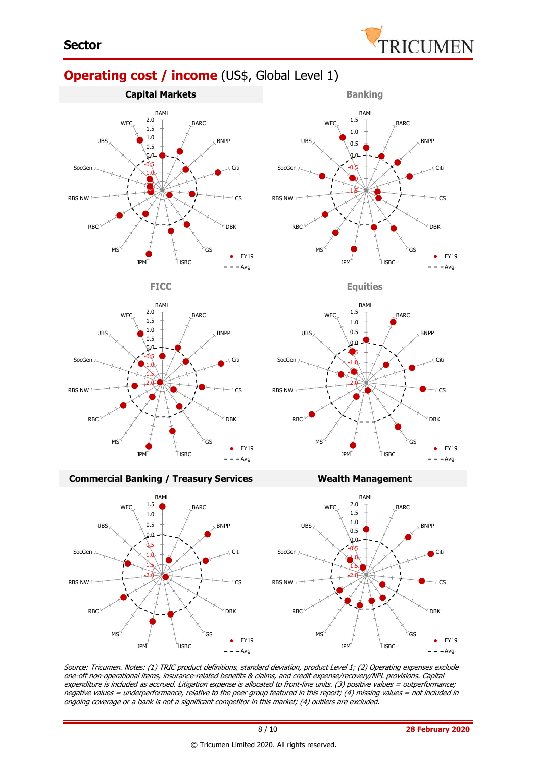## Sector

# Operating cost / income (US$, Global Level 1)

### Capital Markets

BAML, BARC, BNPP, Citi, CS, DBK, GS, HSBC, JPM, MS, RBC, RBS NW, SocGen, UBS, WFC

2.0, 1.5, 1.0, 0.5, 0.0, -0.5, -1.0, -1.5, -2.0

● FY19
- - - Avg

### Banking

BAML, BARC, BNPP, Citi, CS, DBK, GS, HSBC, JPM, MS, RBC, RBS NW, SocGen, UBS, WFC

1.5, 1.0, 0.5, 0.0, -0.5, -1.0, -1.5

● FY19
- - - Avg

### FICC

BAML, BARC, BNPP, Citi, CS, DBK, GS, HSBC, JPM, MS, RBC, RBS NW, SocGen, UBS, WFC

2.0, 1.5, 1.0, 0.5, 0.0, -0.5, -1.0, -1.5, -2.0

● FY19
- - - Avg

### Equities

BAML, BARC, BNPP, Citi, CS, DBK, GS, HSBC, JPM, MS, RBC, RBS NW, SocGen, UBS, WFC

1.5, 1.0, 0.5, 0.0, -0.5, -1.0, -1.5, -2.0

● FY19
- - - Avg

### Commercial Banking / Treasury Services

BAML, BARC, BNPP, Citi, CS, DBK, GS, HSBC, JPM, MS, RBC, RBS NW, SocGen, UBS, WFC

1.5, 1.0, 0.5, 0.0, -0.5, -1.0, -1.5, -2.0

● FY19
- - - Avg

### Wealth Management

BAML, BARC, BNPP, Citi, CS, DBK, GS, HSBC, JPM, MS, RBC, RBS NW, SocGen, UBS, WFC

2.0, 1.5, 1.0, 0.5, 0.0, -0.5, -1.0, -1.5, -2.0

● FY19
- - - Avg

*Source: Tricumen. Notes: (1) TRIC product definitions, standard deviation, product Level 1; (2) Operating expenses exclude one-off non-operational items, insurance-related benefits & claims, and credit expense/recovery/NPL provisions. Capital expenditure is included as accrued. Litigation expense is allocated to front-line units. (3) positive values = outperformance; negative values = underperformance, relative to the peer group featured in this report; (4) missing values = not included in ongoing coverage or a bank is not a significant competitor in this market; (4) outliers are excluded.*

28 February 2020

© Tricumen Limited 2020. All rights reserved.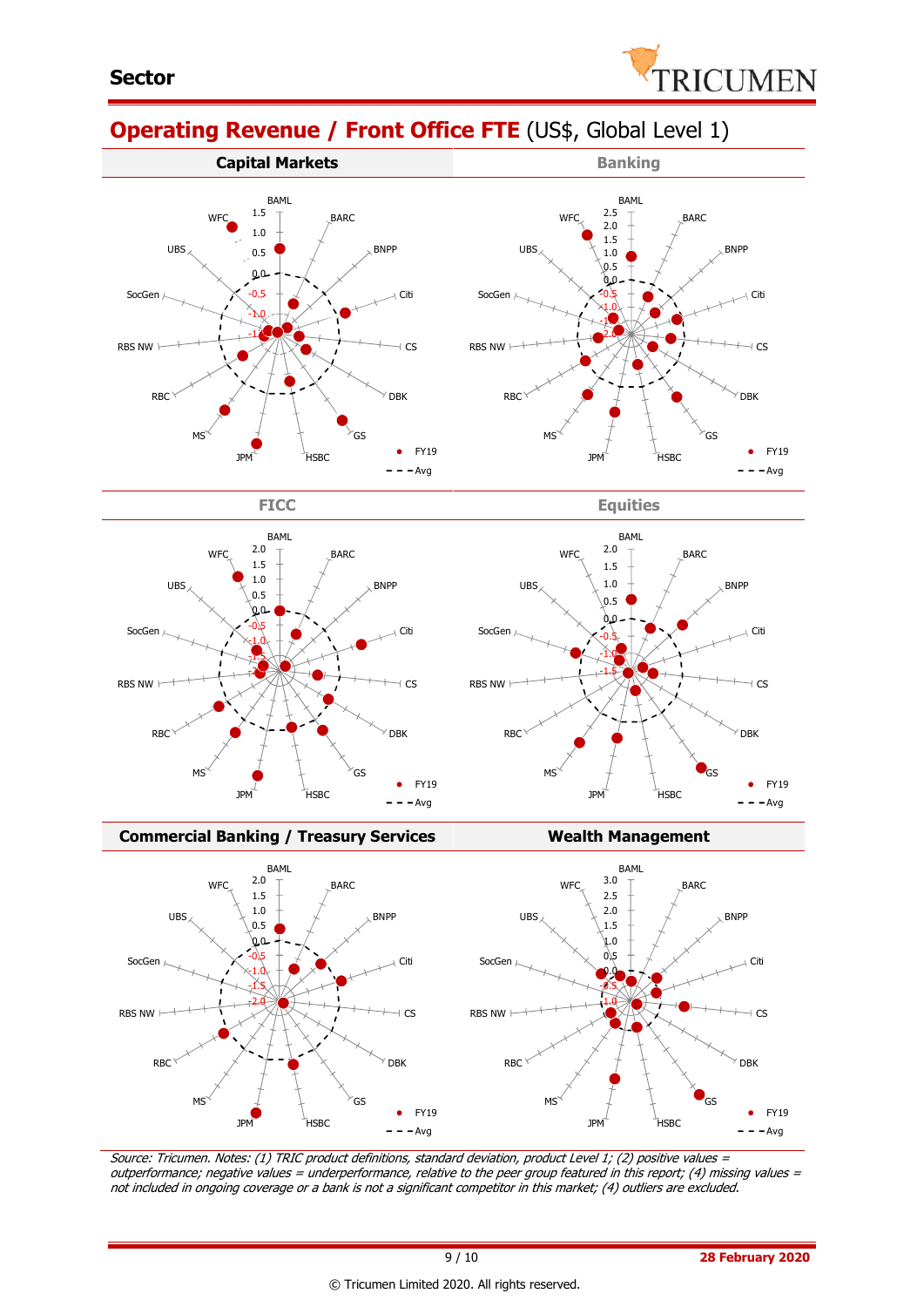**Sector**

## Operating Revenue / Front Office FTE (US$, Global Level 1)

### Capital Markets

BAML, BARC, BNPP, Citi, CS, DBK, GS, HSBC, JPM, MS, RBC, RBS NW, SocGen, UBS, WFC

1.5, 1.0, 0.5, 0.0, -0.5, -1.0, -1.5

FY19 · Avg

### Banking

BAML, BARC, BNPP, Citi, CS, DBK, GS, HSBC, JPM, MS, RBC, RBS NW, SocGen, UBS, WFC

2.5, 2.0, 1.5, 1.0, 0.5, 0.0, -0.5, -1.0, -1.5, -2.0

FY19 · Avg

### FICC

BAML, BARC, BNPP, Citi, CS, DBK, GS, HSBC, JPM, MS, RBC, RBS NW, SocGen, UBS, WFC

2.0, 1.5, 1.0, 0.5, 0.0, -0.5, -1.0, -1.5, -2.0

FY19 · Avg

### Equities

BAML, BARC, BNPP, Citi, CS, DBK, GS, HSBC, JPM, MS, RBC, RBS NW, SocGen, UBS, WFC

2.0, 1.5, 1.0, 0.5, 0.0, -0.5, -1.0, -1.5

FY19 · Avg

### Commercial Banking / Treasury Services

BAML, BARC, BNPP, Citi, CS, DBK, GS, HSBC, JPM, MS, RBC, RBS NW, SocGen, UBS, WFC

2.0, 1.5, 1.0, 0.5, 0.0, -0.5, -1.0, -1.5, -2.0

FY19 · Avg

### Wealth Management

BAML, BARC, BNPP, Citi, CS, DBK, GS, HSBC, JPM, MS, RBC, RBS NW, SocGen, UBS, WFC

3.0, 2.5, 2.0, 1.5, 1.0, 0.5, 0.0, -0.5, -1.0

FY19 · Avg

*Source: Tricumen. Notes: (1) TRIC product definitions, standard deviation, product Level 1; (2) positive values = outperformance; negative values = underperformance, relative to the peer group featured in this report; (4) missing values = not included in ongoing coverage or a bank is not a significant competitor in this market; (4) outliers are excluded.*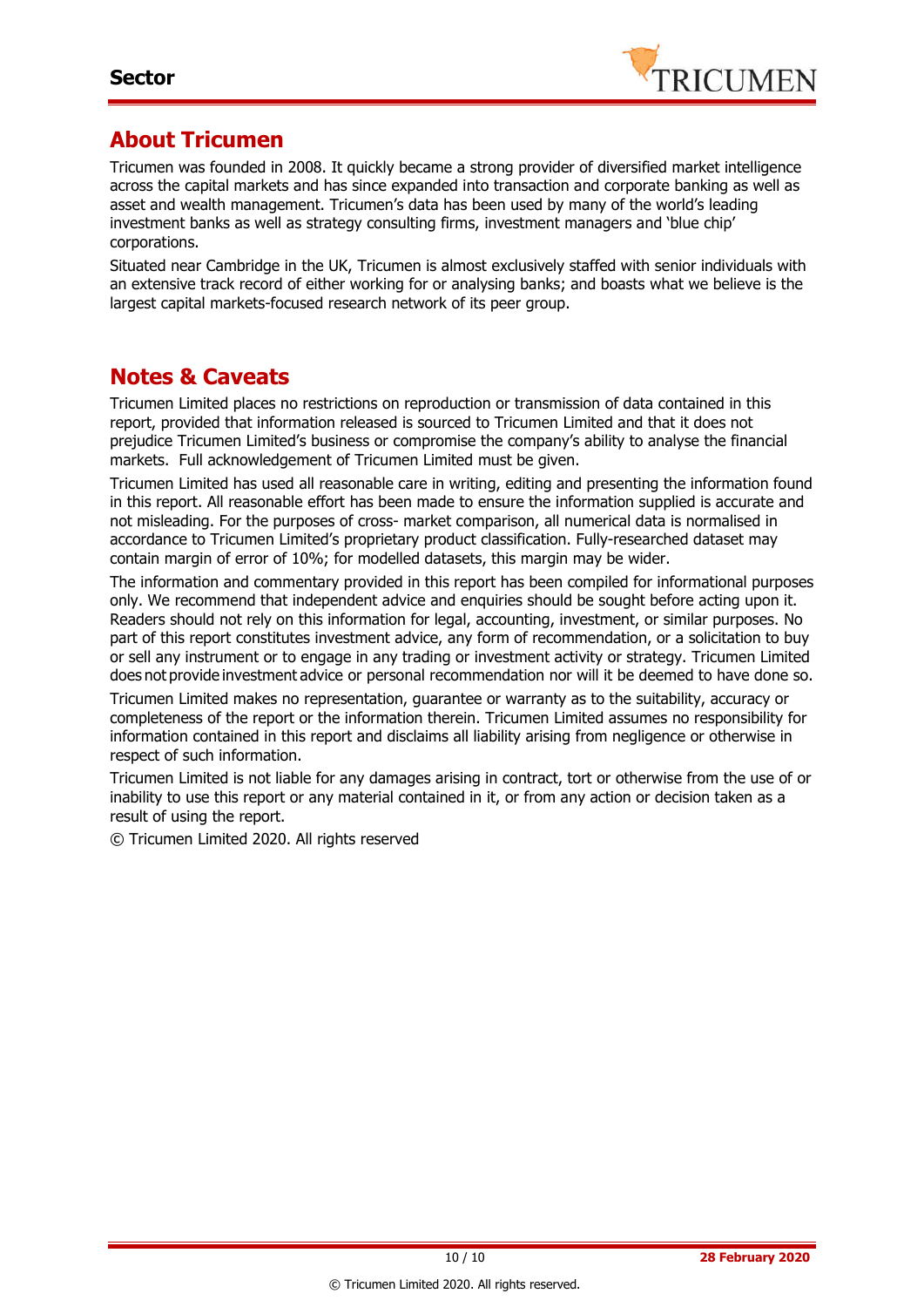## About Tricumen

Tricumen was founded in 2008. It quickly became a strong provider of diversified market intelligence across the capital markets and has since expanded into transaction and corporate banking as well as asset and wealth management. Tricumen's data has been used by many of the world's leading investment banks as well as strategy consulting firms, investment managers and 'blue chip' corporations.

Situated near Cambridge in the UK, Tricumen is almost exclusively staffed with senior individuals with an extensive track record of either working for or analysing banks; and boasts what we believe is the largest capital markets-focused research network of its peer group.

## Notes & Caveats

Tricumen Limited places no restrictions on reproduction or transmission of data contained in this report, provided that information released is sourced to Tricumen Limited and that it does not prejudice Tricumen Limited's business or compromise the company's ability to analyse the financial markets. Full acknowledgement of Tricumen Limited must be given.

Tricumen Limited has used all reasonable care in writing, editing and presenting the information found in this report. All reasonable effort has been made to ensure the information supplied is accurate and not misleading. For the purposes of cross- market comparison, all numerical data is normalised in accordance to Tricumen Limited's proprietary product classification. Fully-researched dataset may contain margin of error of 10%; for modelled datasets, this margin may be wider.

The information and commentary provided in this report has been compiled for informational purposes only. We recommend that independent advice and enquiries should be sought before acting upon it. Readers should not rely on this information for legal, accounting, investment, or similar purposes. No part of this report constitutes investment advice, any form of recommendation, or a solicitation to buy or sell any instrument or to engage in any trading or investment activity or strategy. Tricumen Limited does not provide investment advice or personal recommendation nor will it be deemed to have done so.

Tricumen Limited makes no representation, guarantee or warranty as to the suitability, accuracy or completeness of the report or the information therein. Tricumen Limited assumes no responsibility for information contained in this report and disclaims all liability arising from negligence or otherwise in respect of such information.

Tricumen Limited is not liable for any damages arising in contract, tort or otherwise from the use of or inability to use this report or any material contained in it, or from any action or decision taken as a result of using the report.

© Tricumen Limited 2020. All rights reserved